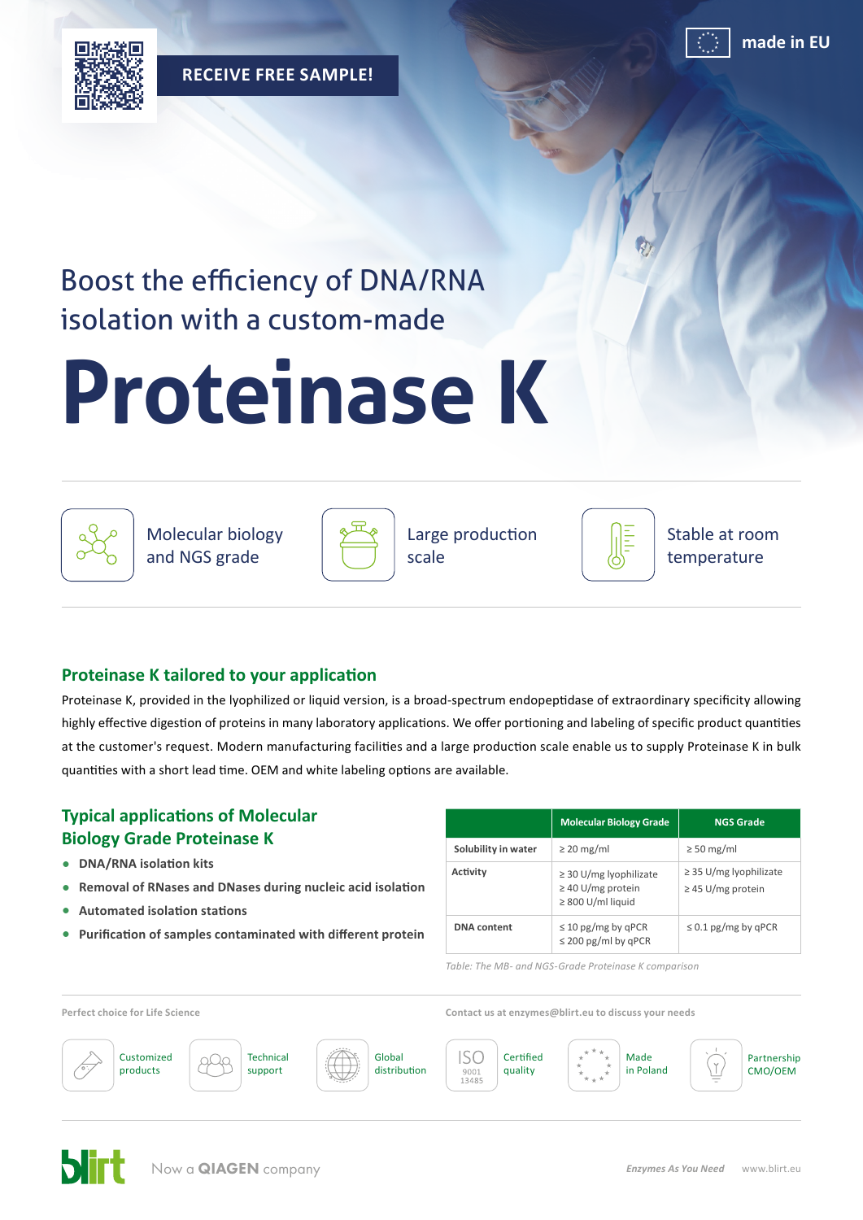RECEIVE FREE SAMPLE!

made in EU

Boost the efficiency of DNA/RNA isolation with a custom-made

# Proteinase K

Molecular biology and NGS grade

Large production scale

Stable at room temperature

## Proteinase K tailored to your application

Proteinase K, provided in the lyophilized or liquid version, is a broad-spectrum endopeptidase of extraordinary specificity allowing highly effective digestion of proteins in many laboratory applications. We offer portioning and labeling of specific product quantities at the customer's request. Modern manufacturing facilities and a large production scale enable us to supply Proteinase K in bulk quantities with a short lead time. OEM and white labeling options are available.

## Typical applications of Molecular Biology Grade Proteinase K

- **DNA/RNA isolation kits**
- **Removal of RNases and DNases during nucleic acid isolation**
- **Automated isolation stations**
- **Purification of samples contaminated with different protein**

| | Molecular Biology Grade | NGS Grade |
|---|---|---|
| **Solubility in water** | ≥ 20 mg/ml | ≥ 50 mg/ml |
| **Activity** | ≥ 30 U/mg lyophilizate<br>≥ 40 U/mg protein<br>≥ 800 U/ml liquid | ≥ 35 U/mg lyophilizate<br>≥ 45 U/mg protein |
| **DNA content** | ≤ 10 pg/mg by qPCR<br>≤ 200 pg/ml by qPCR | ≤ 0.1 pg/mg by qPCR |

*Table: The MB- and NGS-Grade Proteinase K comparison*

Perfect choice for Life Science

Contact us at enzymes@blirt.eu to discuss your needs

Customized products | Technical support | Global distribution | ISO 9001 13485 Certified quality | Made in Poland | Partnership CMO/OEM

blirt Now a QIAGEN company

*Enzymes As You Need* www.blirt.eu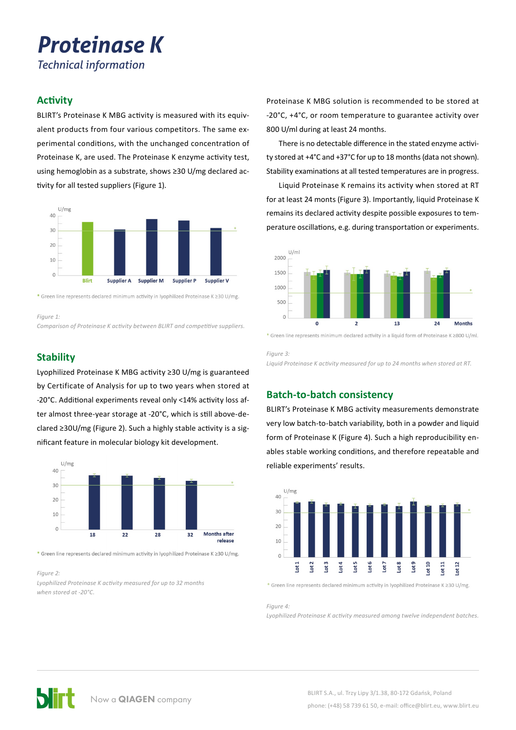# Proteinase K

*Technical information*

## Activity

BLIRT's Proteinase K MBG activity is measured with its equivalent products from four various competitors. The same experimental conditions, with the unchanged concentration of Proteinase K, are used. The Proteinase K enzyme activity test, using hemoglobin as a substrate, shows ≥30 U/mg declared activity for all tested suppliers (Figure 1).

U/mg
40
30
20
10
0
Blirt
Supplier A
Supplier M
Supplier P
Supplier V

* Green line represents declared minimum activity in lyophilized Proteinase K ≥30 U/mg.

*Figure 1:*
*Comparison of Proteinase K activity between BLIRT and competitive suppliers.*

## Stability

Lyophilized Proteinase K MBG activity ≥30 U/mg is guaranteed by Certificate of Analysis for up to two years when stored at -20°C. Additional experiments reveal only <14% activity loss after almost three-year storage at -20°C, which is still above-declared ≥30U/mg (Figure 2). Such a highly stable activity is a significant feature in molecular biology kit development.

U/mg
40
30
20
10
0
18
22
28
32
Months after release

* Green line represents declared minimum activity in lyophilized Proteinase K ≥30 U/mg.

*Figure 2:*
*Lyophilized Proteinase K activity measured for up to 32 months when stored at -20°C.*

Proteinase K MBG solution is recommended to be stored at -20°C, +4°C, or room temperature to guarantee activity over 800 U/ml during at least 24 months.

There is no detectable difference in the stated enzyme activity stored at +4°C and +37°C for up to 18 months (data not shown). Stability examinations at all tested temperatures are in progress.

Liquid Proteinase K remains its activity when stored at RT for at least 24 monts (Figure 3). Importantly, liquid Proteinase K remains its declared activity despite possible exposures to temperature oscillations, e.g. during transportation or experiments.

U/ml
2000
1500
1000
500
0
0
2
13
24
Months

* Green line represents minimum declared activity in a liquid form of Proteinase K ≥800 U/ml.

*Figure 3:*
*Liquid Proteinase K activity measured for up to 24 months when stored at RT.*

## Batch-to-batch consistency

BLIRT's Proteinase K MBG activity measurements demonstrate very low batch-to-batch variability, both in a powder and liquid form of Proteinase K (Figure 4). Such a high reproducibility enables stable working conditions, and therefore repeatable and reliable experiments' results.

U/mg
40
30
20
10
0
Lot 1
Lot 2
Lot 3
Lot 4
Lot 5
Lot 6
Lot 7
Lot 8
Lot 9
Lot 10
Lot 11
Lot 12

* Green line represents declared minimum activity in lyophilized Proteinase K ≥30 U/mg.

*Figure 4:*
*Lyophilized Proteinase K activity measured among twelve independent batches.*

blirt Now a **QIAGEN** company

BLIRT S.A., ul. Trzy Lipy 3/1.38, 80-172 Gdańsk, Poland
phone: (+48) 58 739 61 50, e-mail: office@blirt.eu, www.blirt.eu